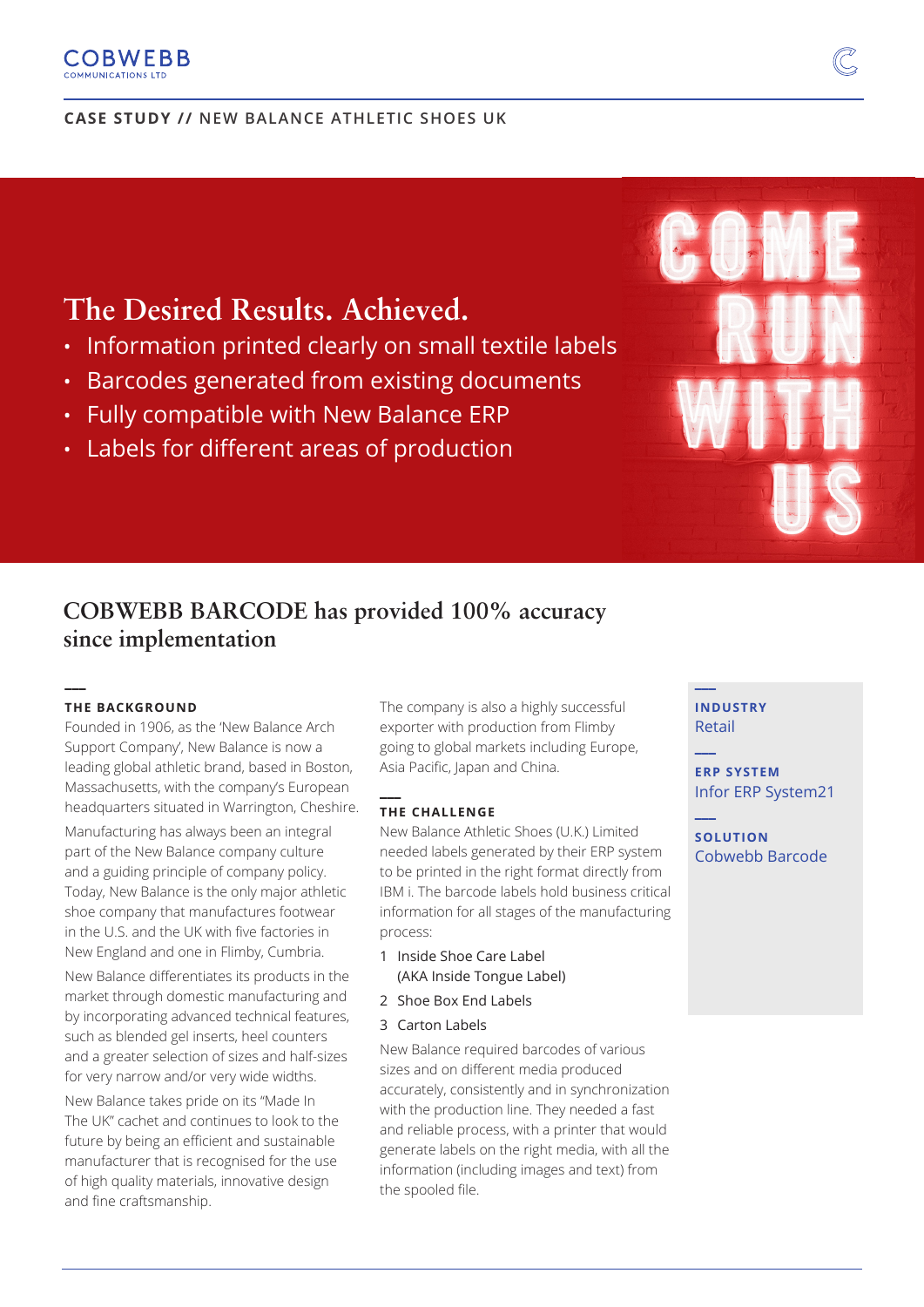COBWEBB
COMMUNICATIONS LTD

**CASE STUDY //** NEW BALANCE ATHLETIC SHOES UK

# The Desired Results. Achieved.

- Information printed clearly on small textile labels
- Barcodes generated from existing documents
- Fully compatible with New Balance ERP
- Labels for different areas of production

COME RUN WITH US

## COBWEBB BARCODE has provided 100% accuracy since implementation

### THE BACKGROUND

Founded in 1906, as the 'New Balance Arch Support Company', New Balance is now a leading global athletic brand, based in Boston, Massachusetts, with the company's European headquarters situated in Warrington, Cheshire.

Manufacturing has always been an integral part of the New Balance company culture and a guiding principle of company policy. Today, New Balance is the only major athletic shoe company that manufactures footwear in the U.S. and the UK with five factories in New England and one in Flimby, Cumbria.

New Balance differentiates its products in the market through domestic manufacturing and by incorporating advanced technical features, such as blended gel inserts, heel counters and a greater selection of sizes and half-sizes for very narrow and/or very wide widths.

New Balance takes pride on its "Made In The UK" cachet and continues to look to the future by being an efficient and sustainable manufacturer that is recognised for the use of high quality materials, innovative design and fine craftsmanship.

The company is also a highly successful exporter with production from Flimby going to global markets including Europe, Asia Pacific, Japan and China.

### THE CHALLENGE

New Balance Athletic Shoes (U.K.) Limited needed labels generated by their ERP system to be printed in the right format directly from IBM i. The barcode labels hold business critical information for all stages of the manufacturing process:

1. Inside Shoe Care Label (AKA Inside Tongue Label)
2. Shoe Box End Labels
3. Carton Labels

New Balance required barcodes of various sizes and on different media produced accurately, consistently and in synchronization with the production line. They needed a fast and reliable process, with a printer that would generate labels on the right media, with all the information (including images and text) from the spooled file.

**INDUSTRY**
Retail

**ERP SYSTEM**
Infor ERP System21

**SOLUTION**
Cobwebb Barcode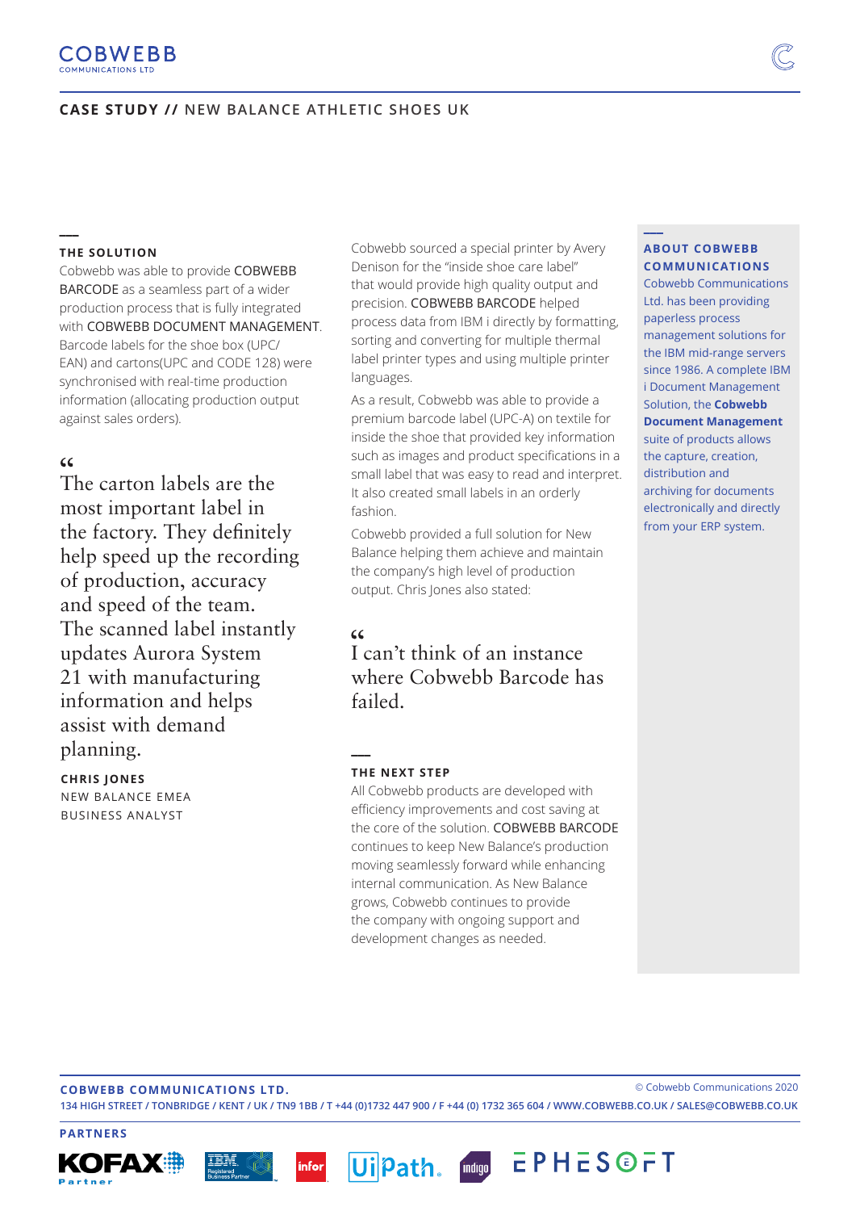## CASE STUDY // NEW BALANCE ATHLETIC SHOES UK

### THE SOLUTION

Cobwebb was able to provide COBWEBB BARCODE as a seamless part of a wider production process that is fully integrated with COBWEBB DOCUMENT MANAGEMENT. Barcode labels for the shoe box (UPC/EAN) and cartons(UPC and CODE 128) were synchronised with real-time production information (allocating production output against sales orders).

> "The carton labels are the most important label in the factory. They definitely help speed up the recording of production, accuracy and speed of the team. The scanned label instantly updates Aurora System 21 with manufacturing information and helps assist with demand planning.
>
> **CHRIS JONES**
> NEW BALANCE EMEA
> BUSINESS ANALYST

Cobwebb sourced a special printer by Avery Denison for the "inside shoe care label" that would provide high quality output and precision. COBWEBB BARCODE helped process data from IBM i directly by formatting, sorting and converting for multiple thermal label printer types and using multiple printer languages.

As a result, Cobwebb was able to provide a premium barcode label (UPC-A) on textile for inside the shoe that provided key information such as images and product specifications in a small label that was easy to read and interpret. It also created small labels in an orderly fashion.

Cobwebb provided a full solution for New Balance helping them achieve and maintain the company's high level of production output. Chris Jones also stated:

> "I can't think of an instance where Cobwebb Barcode has failed.

### THE NEXT STEP

All Cobwebb products are developed with efficiency improvements and cost saving at the core of the solution. COBWEBB BARCODE continues to keep New Balance's production moving seamlessly forward while enhancing internal communication. As New Balance grows, Cobwebb continues to provide the company with ongoing support and development changes as needed.

### ABOUT COBWEBB COMMUNICATIONS

Cobwebb Communications Ltd. has been providing paperless process management solutions for the IBM mid-range servers since 1986. A complete IBM i Document Management Solution, the **Cobwebb Document Management** suite of products allows the capture, creation, distribution and archiving for documents electronically and directly from your ERP system.

**COBWEBB COMMUNICATIONS LTD.**

© Cobwebb Communications 2020

134 HIGH STREET / TONBRIDGE / KENT / UK / TN9 1BB / T +44 (0)1732 447 900 / F +44 (0) 1732 365 604 / WWW.COBWEBB.CO.UK / SALES@COBWEBB.CO.UK

**PARTNERS**

KOFAX Partner / IBM Registered Business Partner / infor / UiPath / indigo / EPHESOFT